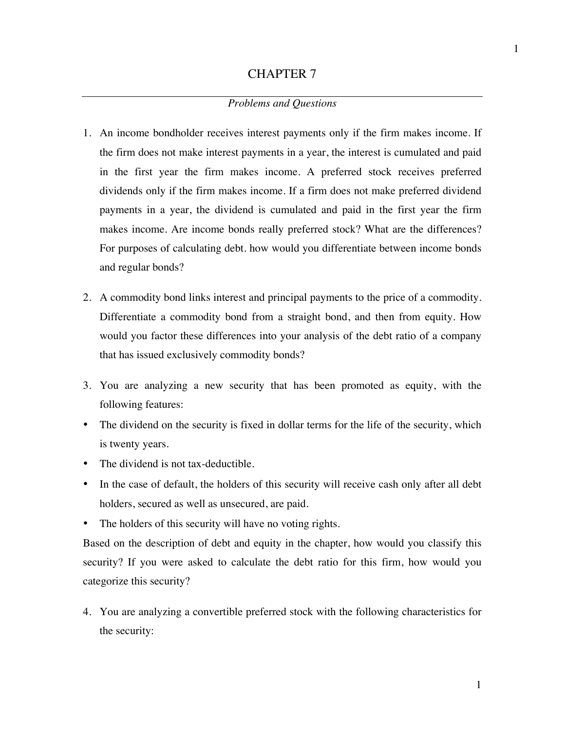# CHAPTER 7

*Problems and Questions*

1. An income bondholder receives interest payments only if the firm makes income. If the firm does not make interest payments in a year, the interest is cumulated and paid in the first year the firm makes income. A preferred stock receives preferred dividends only if the firm makes income. If a firm does not make preferred dividend payments in a year, the dividend is cumulated and paid in the first year the firm makes income. Are income bonds really preferred stock? What are the differences? For purposes of calculating debt. how would you differentiate between income bonds and regular bonds?

2. A commodity bond links interest and principal payments to the price of a commodity. Differentiate a commodity bond from a straight bond, and then from equity. How would you factor these differences into your analysis of the debt ratio of a company that has issued exclusively commodity bonds?

3. You are analyzing a new security that has been promoted as equity, with the following features:

- The dividend on the security is fixed in dollar terms for the life of the security, which is twenty years.
- The dividend is not tax-deductible.
- In the case of default, the holders of this security will receive cash only after all debt holders, secured as well as unsecured, are paid.
- The holders of this security will have no voting rights.

Based on the description of debt and equity in the chapter, how would you classify this security? If you were asked to calculate the debt ratio for this firm, how would you categorize this security?

4. You are analyzing a convertible preferred stock with the following characteristics for the security: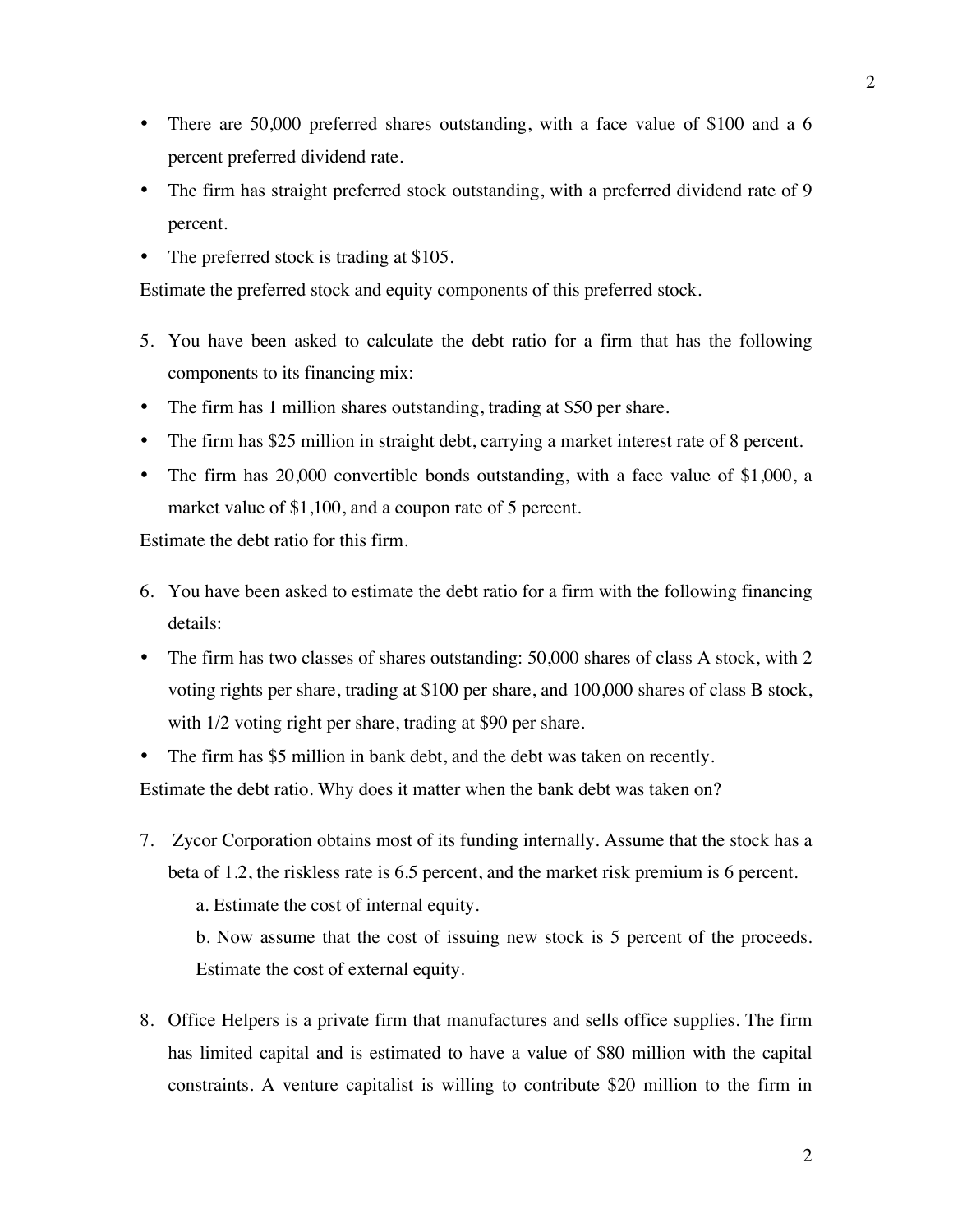- There are 50,000 preferred shares outstanding, with a face value of $100 and a 6 percent preferred dividend rate.
- The firm has straight preferred stock outstanding, with a preferred dividend rate of 9 percent.
- The preferred stock is trading at $105.

Estimate the preferred stock and equity components of this preferred stock.

5. You have been asked to calculate the debt ratio for a firm that has the following components to its financing mix:

- The firm has 1 million shares outstanding, trading at $50 per share.
- The firm has $25 million in straight debt, carrying a market interest rate of 8 percent.
- The firm has 20,000 convertible bonds outstanding, with a face value of $1,000, a market value of $1,100, and a coupon rate of 5 percent.

Estimate the debt ratio for this firm.

6. You have been asked to estimate the debt ratio for a firm with the following financing details:

- The firm has two classes of shares outstanding: 50,000 shares of class A stock, with 2 voting rights per share, trading at $100 per share, and 100,000 shares of class B stock, with 1/2 voting right per share, trading at $90 per share.
- The firm has $5 million in bank debt, and the debt was taken on recently.

Estimate the debt ratio. Why does it matter when the bank debt was taken on?

7. Zycor Corporation obtains most of its funding internally. Assume that the stock has a beta of 1.2, the riskless rate is 6.5 percent, and the market risk premium is 6 percent.

   a. Estimate the cost of internal equity.

   b. Now assume that the cost of issuing new stock is 5 percent of the proceeds. Estimate the cost of external equity.

8. Office Helpers is a private firm that manufactures and sells office supplies. The firm has limited capital and is estimated to have a value of $80 million with the capital constraints. A venture capitalist is willing to contribute $20 million to the firm in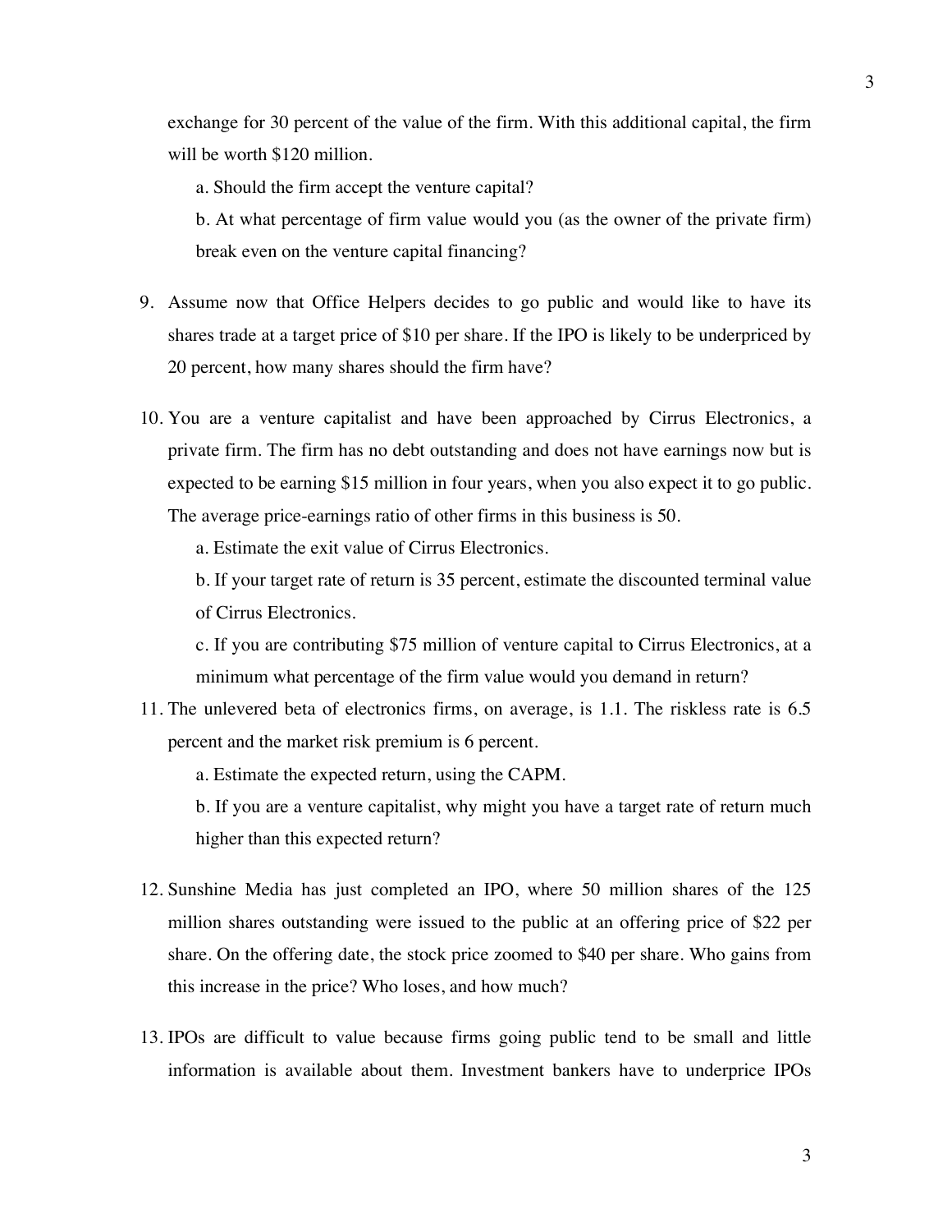exchange for 30 percent of the value of the firm. With this additional capital, the firm will be worth $120 million.

a. Should the firm accept the venture capital?

b. At what percentage of firm value would you (as the owner of the private firm) break even on the venture capital financing?

9. Assume now that Office Helpers decides to go public and would like to have its shares trade at a target price of $10 per share. If the IPO is likely to be underpriced by 20 percent, how many shares should the firm have?

10. You are a venture capitalist and have been approached by Cirrus Electronics, a private firm. The firm has no debt outstanding and does not have earnings now but is expected to be earning $15 million in four years, when you also expect it to go public. The average price-earnings ratio of other firms in this business is 50.

    a. Estimate the exit value of Cirrus Electronics.

    b. If your target rate of return is 35 percent, estimate the discounted terminal value of Cirrus Electronics.

    c. If you are contributing $75 million of venture capital to Cirrus Electronics, at a minimum what percentage of the firm value would you demand in return?

11. The unlevered beta of electronics firms, on average, is 1.1. The riskless rate is 6.5 percent and the market risk premium is 6 percent.

    a. Estimate the expected return, using the CAPM.

    b. If you are a venture capitalist, why might you have a target rate of return much higher than this expected return?

12. Sunshine Media has just completed an IPO, where 50 million shares of the 125 million shares outstanding were issued to the public at an offering price of $22 per share. On the offering date, the stock price zoomed to $40 per share. Who gains from this increase in the price? Who loses, and how much?

13. IPOs are difficult to value because firms going public tend to be small and little information is available about them. Investment bankers have to underprice IPOs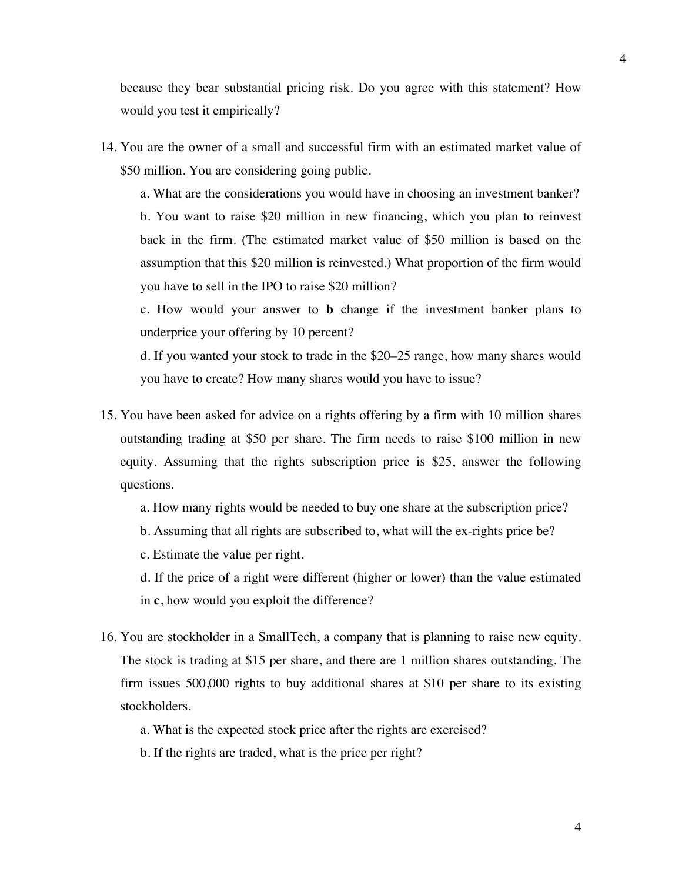because they bear substantial pricing risk. Do you agree with this statement? How would you test it empirically?

14. You are the owner of a small and successful firm with an estimated market value of $50 million. You are considering going public.

    a. What are the considerations you would have in choosing an investment banker?

    b. You want to raise $20 million in new financing, which you plan to reinvest back in the firm. (The estimated market value of $50 million is based on the assumption that this $20 million is reinvested.) What proportion of the firm would you have to sell in the IPO to raise $20 million?

    c. How would your answer to **b** change if the investment banker plans to underprice your offering by 10 percent?

    d. If you wanted your stock to trade in the $20–25 range, how many shares would you have to create? How many shares would you have to issue?

15. You have been asked for advice on a rights offering by a firm with 10 million shares outstanding trading at $50 per share. The firm needs to raise $100 million in new equity. Assuming that the rights subscription price is $25, answer the following questions.

    a. How many rights would be needed to buy one share at the subscription price?

    b. Assuming that all rights are subscribed to, what will the ex-rights price be?

    c. Estimate the value per right.

    d. If the price of a right were different (higher or lower) than the value estimated in **c**, how would you exploit the difference?

16. You are stockholder in a SmallTech, a company that is planning to raise new equity. The stock is trading at $15 per share, and there are 1 million shares outstanding. The firm issues 500,000 rights to buy additional shares at $10 per share to its existing stockholders.

    a. What is the expected stock price after the rights are exercised?

    b. If the rights are traded, what is the price per right?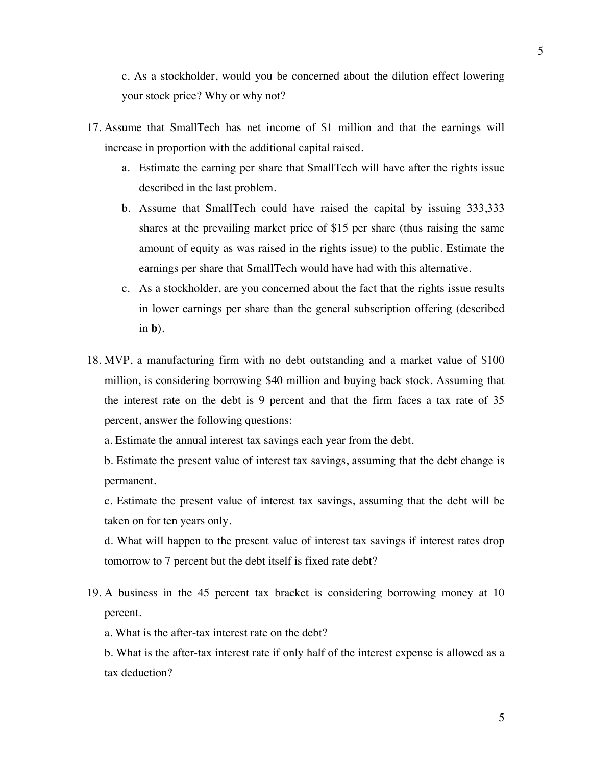c. As a stockholder, would you be concerned about the dilution effect lowering your stock price? Why or why not?

17. Assume that SmallTech has net income of $1 million and that the earnings will increase in proportion with the additional capital raised.
    a. Estimate the earning per share that SmallTech will have after the rights issue described in the last problem.
    b. Assume that SmallTech could have raised the capital by issuing 333,333 shares at the prevailing market price of $15 per share (thus raising the same amount of equity as was raised in the rights issue) to the public. Estimate the earnings per share that SmallTech would have had with this alternative.
    c. As a stockholder, are you concerned about the fact that the rights issue results in lower earnings per share than the general subscription offering (described in **b**).

18. MVP, a manufacturing firm with no debt outstanding and a market value of $100 million, is considering borrowing $40 million and buying back stock. Assuming that the interest rate on the debt is 9 percent and that the firm faces a tax rate of 35 percent, answer the following questions:

    a. Estimate the annual interest tax savings each year from the debt.

    b. Estimate the present value of interest tax savings, assuming that the debt change is permanent.

    c. Estimate the present value of interest tax savings, assuming that the debt will be taken on for ten years only.

    d. What will happen to the present value of interest tax savings if interest rates drop tomorrow to 7 percent but the debt itself is fixed rate debt?

19. A business in the 45 percent tax bracket is considering borrowing money at 10 percent.

    a. What is the after-tax interest rate on the debt?

    b. What is the after-tax interest rate if only half of the interest expense is allowed as a tax deduction?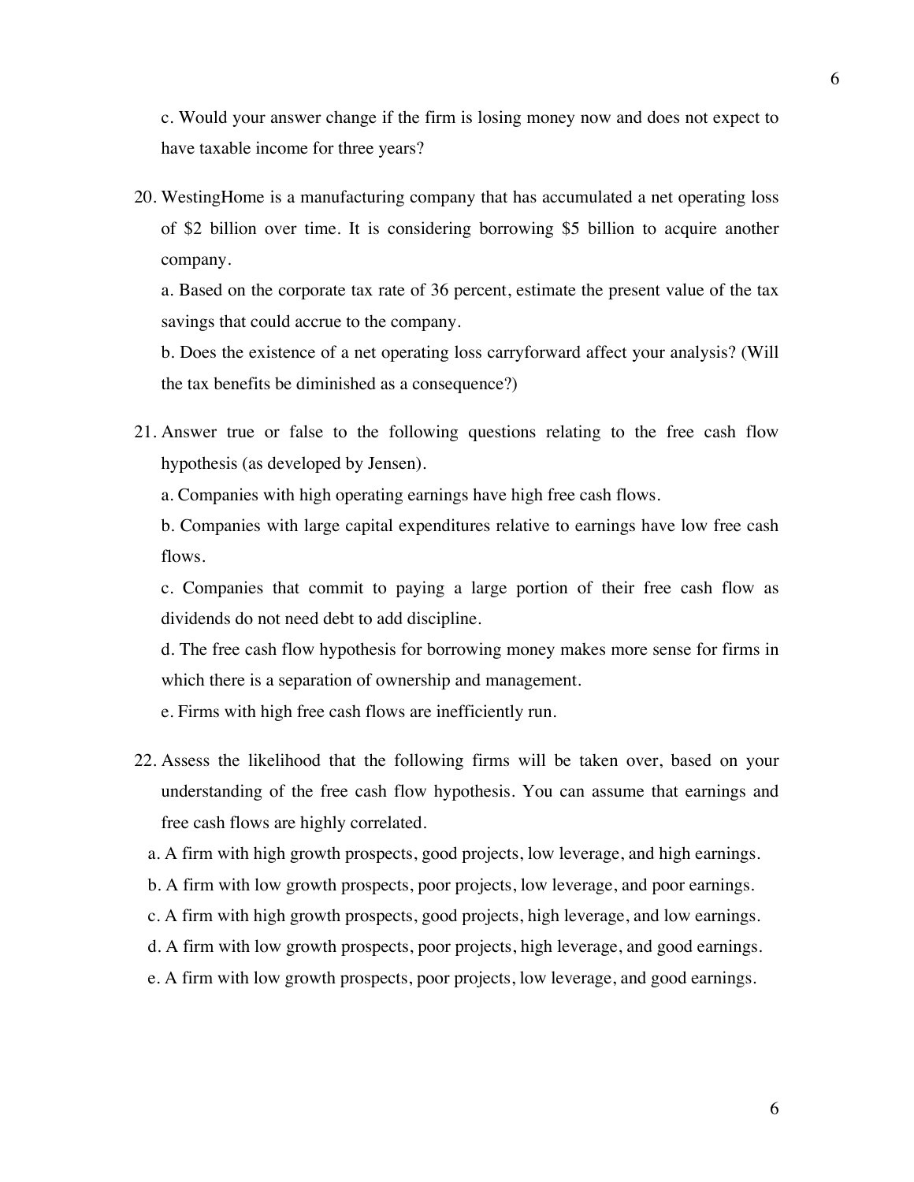c. Would your answer change if the firm is losing money now and does not expect to have taxable income for three years?

20. WestingHome is a manufacturing company that has accumulated a net operating loss of $2 billion over time. It is considering borrowing $5 billion to acquire another company.

    a. Based on the corporate tax rate of 36 percent, estimate the present value of the tax savings that could accrue to the company.

    b. Does the existence of a net operating loss carryforward affect your analysis? (Will the tax benefits be diminished as a consequence?)

21. Answer true or false to the following questions relating to the free cash flow hypothesis (as developed by Jensen).

    a. Companies with high operating earnings have high free cash flows.

    b. Companies with large capital expenditures relative to earnings have low free cash flows.

    c. Companies that commit to paying a large portion of their free cash flow as dividends do not need debt to add discipline.

    d. The free cash flow hypothesis for borrowing money makes more sense for firms in which there is a separation of ownership and management.

    e. Firms with high free cash flows are inefficiently run.

22. Assess the likelihood that the following firms will be taken over, based on your understanding of the free cash flow hypothesis. You can assume that earnings and free cash flows are highly correlated.

    a. A firm with high growth prospects, good projects, low leverage, and high earnings.

    b. A firm with low growth prospects, poor projects, low leverage, and poor earnings.

    c. A firm with high growth prospects, good projects, high leverage, and low earnings.

    d. A firm with low growth prospects, poor projects, high leverage, and good earnings.

    e. A firm with low growth prospects, poor projects, low leverage, and good earnings.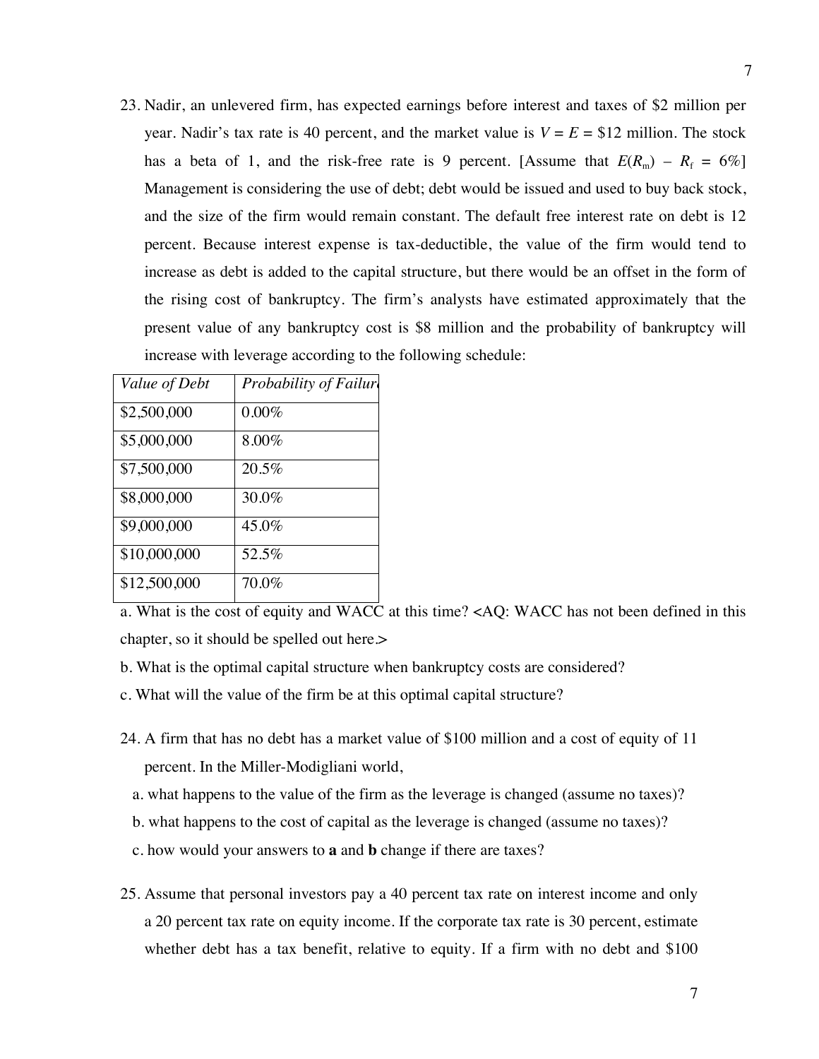23. Nadir, an unlevered firm, has expected earnings before interest and taxes of $2 million per year. Nadir's tax rate is 40 percent, and the market value is $V = E =$ $12 million. The stock has a beta of 1, and the risk-free rate is 9 percent. [Assume that $E(R_m) - R_f = 6\%$] Management is considering the use of debt; debt would be issued and used to buy back stock, and the size of the firm would remain constant. The default free interest rate on debt is 12 percent. Because interest expense is tax-deductible, the value of the firm would tend to increase as debt is added to the capital structure, but there would be an offset in the form of the rising cost of bankruptcy. The firm's analysts have estimated approximately that the present value of any bankruptcy cost is $8 million and the probability of bankruptcy will increase with leverage according to the following schedule:

| *Value of Debt* | *Probability of Failure* |
|---|---|
| $2,500,000 | 0.00% |
| $5,000,000 | 8.00% |
| $7,500,000 | 20.5% |
| $8,000,000 | 30.0% |
| $9,000,000 | 45.0% |
| $10,000,000 | 52.5% |
| $12,500,000 | 70.0% |

a. What is the cost of equity and WACC at this time? <AQ: WACC has not been defined in this chapter, so it should be spelled out here.>

b. What is the optimal capital structure when bankruptcy costs are considered?

c. What will the value of the firm be at this optimal capital structure?

24. A firm that has no debt has a market value of $100 million and a cost of equity of 11 percent. In the Miller-Modigliani world,

   a. what happens to the value of the firm as the leverage is changed (assume no taxes)?

   b. what happens to the cost of capital as the leverage is changed (assume no taxes)?

   c. how would your answers to **a** and **b** change if there are taxes?

25. Assume that personal investors pay a 40 percent tax rate on interest income and only a 20 percent tax rate on equity income. If the corporate tax rate is 30 percent, estimate whether debt has a tax benefit, relative to equity. If a firm with no debt and $100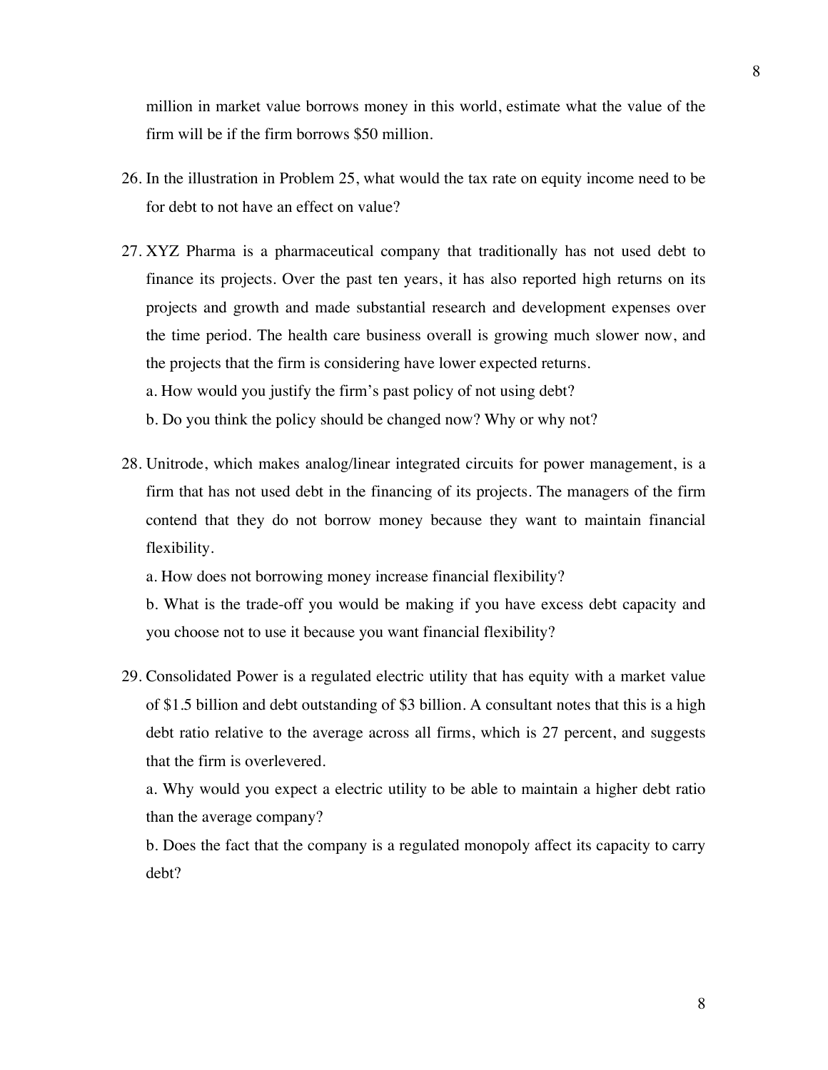million in market value borrows money in this world, estimate what the value of the firm will be if the firm borrows $50 million.

26. In the illustration in Problem 25, what would the tax rate on equity income need to be for debt to not have an effect on value?

27. XYZ Pharma is a pharmaceutical company that traditionally has not used debt to finance its projects. Over the past ten years, it has also reported high returns on its projects and growth and made substantial research and development expenses over the time period. The health care business overall is growing much slower now, and the projects that the firm is considering have lower expected returns.

    a. How would you justify the firm's past policy of not using debt?

    b. Do you think the policy should be changed now? Why or why not?

28. Unitrode, which makes analog/linear integrated circuits for power management, is a firm that has not used debt in the financing of its projects. The managers of the firm contend that they do not borrow money because they want to maintain financial flexibility.

    a. How does not borrowing money increase financial flexibility?

    b. What is the trade-off you would be making if you have excess debt capacity and you choose not to use it because you want financial flexibility?

29. Consolidated Power is a regulated electric utility that has equity with a market value of $1.5 billion and debt outstanding of $3 billion. A consultant notes that this is a high debt ratio relative to the average across all firms, which is 27 percent, and suggests that the firm is overlevered.

    a. Why would you expect a electric utility to be able to maintain a higher debt ratio than the average company?

    b. Does the fact that the company is a regulated monopoly affect its capacity to carry debt?